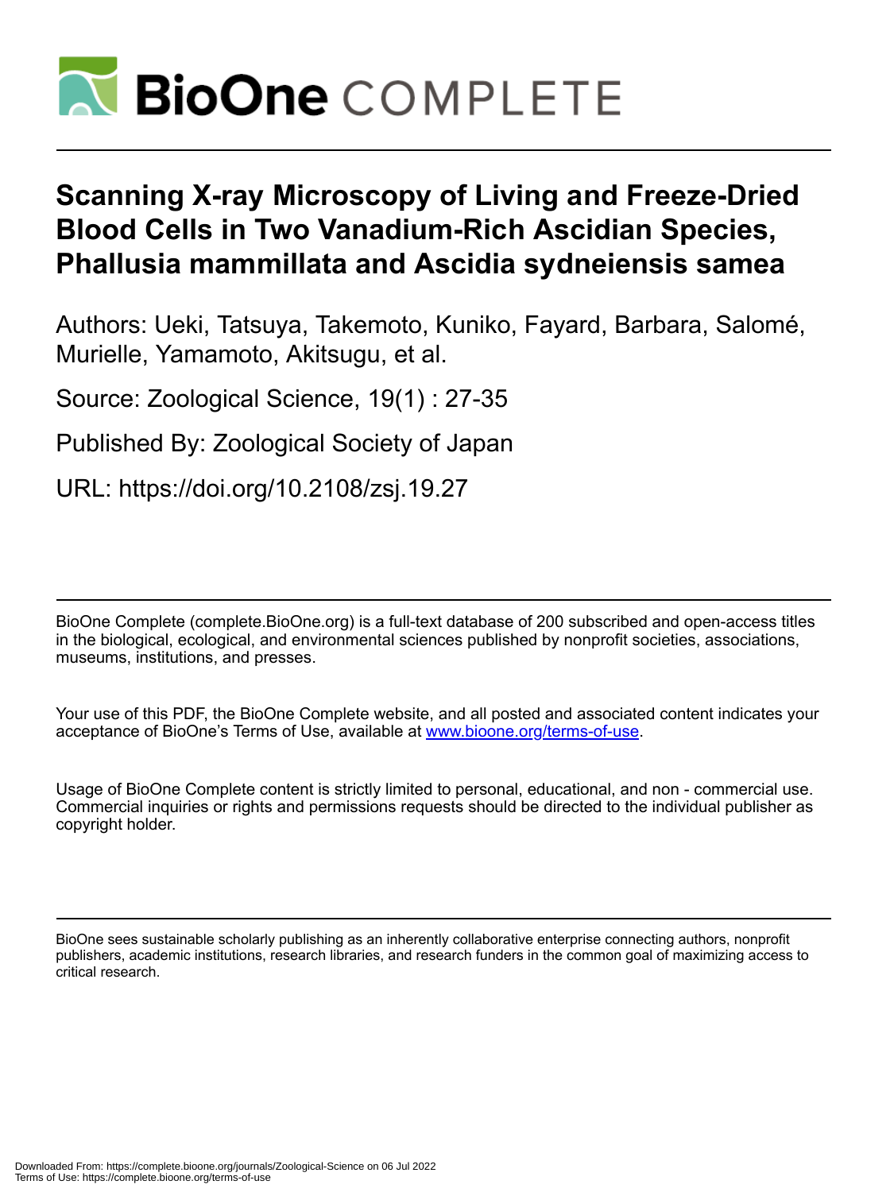# Scanning X-ray Microscopy of Living and Freeze-Dried Blood Cells in Two Vanadium-Rich Ascidian Species, Phallusia mammillata and Ascidia sydneiensis samea

Authors: Ueki, Tatsuya, Takemoto, Kuniko, Fayard, Barbara, Salomé, Murielle, Yamamoto, Akitsugu, et al.

Source: Zoological Science, 19(1) : 27-35

Published By: Zoological Society of Japan

URL: https://doi.org/10.2108/zsj.19.27

BioOne Complete (complete.BioOne.org) is a full-text database of 200 subscribed and open-access titles in the biological, ecological, and environmental sciences published by nonprofit societies, associations, museums, institutions, and presses.

Your use of this PDF, the BioOne Complete website, and all posted and associated content indicates your acceptance of BioOne's Terms of Use, available at www.bioone.org/terms-of-use.

Usage of BioOne Complete content is strictly limited to personal, educational, and non - commercial use. Commercial inquiries or rights and permissions requests should be directed to the individual publisher as copyright holder.

BioOne sees sustainable scholarly publishing as an inherently collaborative enterprise connecting authors, nonprofit publishers, academic institutions, research libraries, and research funders in the common goal of maximizing access to critical research.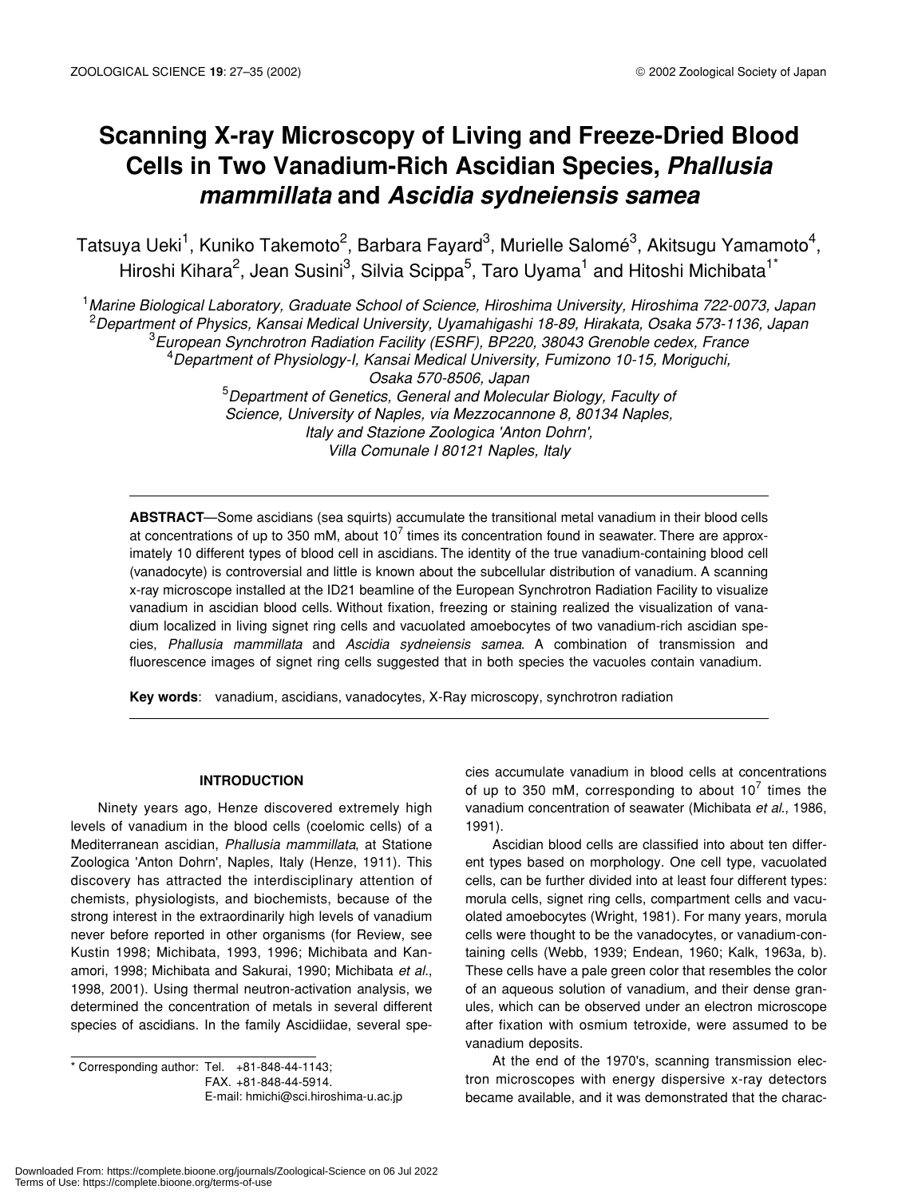# Scanning X-ray Microscopy of Living and Freeze-Dried Blood Cells in Two Vanadium-Rich Ascidian Species, *Phallusia mammillata* and *Ascidia sydneiensis samea*

Tatsuya Ueki[1], Kuniko Takemoto[2], Barbara Fayard[3], Murielle Salomé[3], Akitsugu Yamamoto[4], Hiroshi Kihara[2], Jean Susini[3], Silvia Scippa[5], Taro Uyama[1] and Hitoshi Michibata[1*]

[1]*Marine Biological Laboratory, Graduate School of Science, Hiroshima University, Hiroshima 722-0073, Japan*
[2]*Department of Physics, Kansai Medical University, Uyamahigashi 18-89, Hirakata, Osaka 573-1136, Japan*
[3]*European Synchrotron Radiation Facility (ESRF), BP220, 38043 Grenoble cedex, France*
[4]*Department of Physiology-I, Kansai Medical University, Fumizono 10-15, Moriguchi, Osaka 570-8506, Japan*
[5]*Department of Genetics, General and Molecular Biology, Faculty of Science, University of Naples, via Mezzocannone 8, 80134 Naples, Italy and Stazione Zoologica 'Anton Dohrn', Villa Comunale I 80121 Naples, Italy*

**ABSTRACT**—Some ascidians (sea squirts) accumulate the transitional metal vanadium in their blood cells at concentrations of up to 350 mM, about $10^7$ times its concentration found in seawater. There are approximately 10 different types of blood cell in ascidians. The identity of the true vanadium-containing blood cell (vanadocyte) is controversial and little is known about the subcellular distribution of vanadium. A scanning x-ray microscope installed at the ID21 beamline of the European Synchrotron Radiation Facility to visualize vanadium in ascidian blood cells. Without fixation, freezing or staining realized the visualization of vanadium localized in living signet ring cells and vacuolated amoebocytes of two vanadium-rich ascidian species, *Phallusia mammillata* and *Ascidia sydneiensis samea*. A combination of transmission and fluorescence images of signet ring cells suggested that in both species the vacuoles contain vanadium.

**Key words**: vanadium, ascidians, vanadocytes, X-Ray microscopy, synchrotron radiation

## INTRODUCTION

Ninety years ago, Henze discovered extremely high levels of vanadium in the blood cells (coelomic cells) of a Mediterranean ascidian, *Phallusia mammillata*, at Statione Zoologica 'Anton Dohrn', Naples, Italy (Henze, 1911). This discovery has attracted the interdisciplinary attention of chemists, physiologists, and biochemists, because of the strong interest in the extraordinarily high levels of vanadium never before reported in other organisms (for Review, see Kustin 1998; Michibata, 1993, 1996; Michibata and Kanamori, 1998; Michibata and Sakurai, 1990; Michibata *et al*., 1998, 2001). Using thermal neutron-activation analysis, we determined the concentration of metals in several different species of ascidians. In the family Ascidiidae, several species accumulate vanadium in blood cells at concentrations of up to 350 mM, corresponding to about $10^7$ times the vanadium concentration of seawater (Michibata *et al*., 1986, 1991).

Ascidian blood cells are classified into about ten different types based on morphology. One cell type, vacuolated cells, can be further divided into at least four different types: morula cells, signet ring cells, compartment cells and vacuolated amoebocytes (Wright, 1981). For many years, morula cells were thought to be the vanadocytes, or vanadium-containing cells (Webb, 1939; Endean, 1960; Kalk, 1963a, b). These cells have a pale green color that resembles the color of an aqueous solution of vanadium, and their dense granules, which can be observed under an electron microscope after fixation with osmium tetroxide, were assumed to be vanadium deposits.

At the end of the 1970's, scanning transmission electron microscopes with energy dispersive x-ray detectors became available, and it was demonstrated that the charac-

\* Corresponding author: Tel. +81-848-44-1143;
FAX. +81-848-44-5914.
E-mail: hmichi@sci.hiroshima-u.ac.jp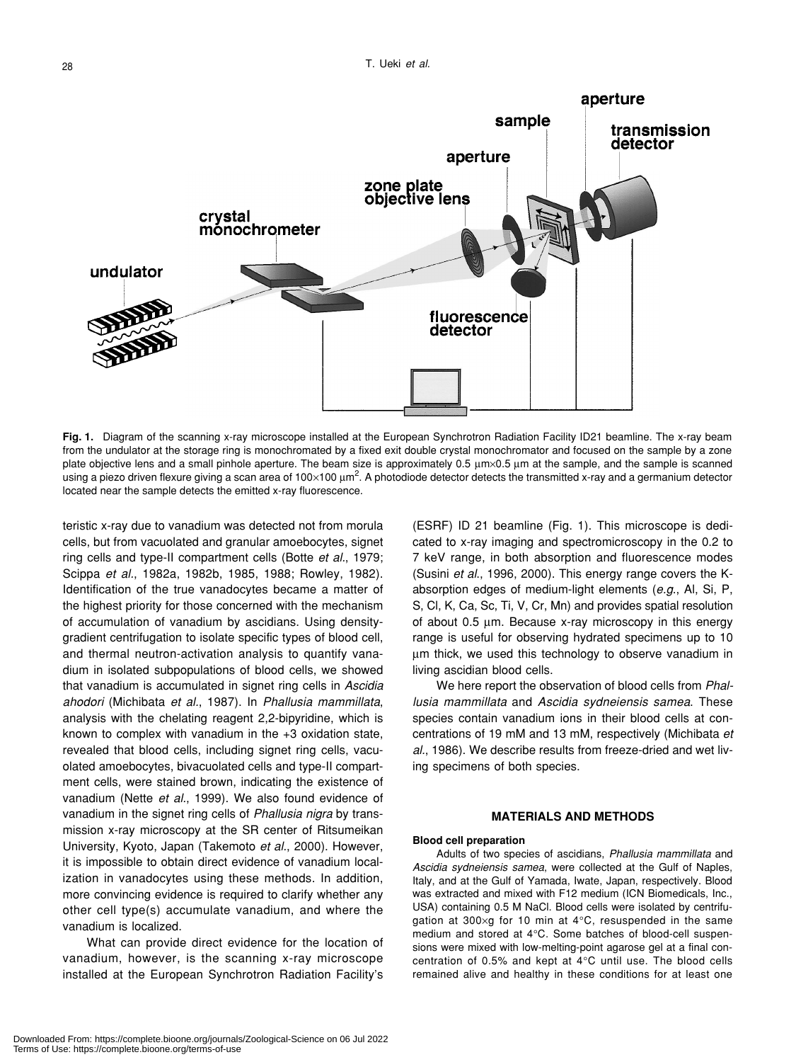**Fig. 1.** Diagram of the scanning x-ray microscope installed at the European Synchrotron Radiation Facility ID21 beamline. The x-ray beam from the undulator at the storage ring is monochromated by a fixed exit double crystal monochromator and focused on the sample by a zone plate objective lens and a small pinhole aperture. The beam size is approximately 0.5 μm×0.5 μm at the sample, and the sample is scanned using a piezo driven flexure giving a scan area of 100×100 $\mu m^2$. A photodiode detector detects the transmitted x-ray and a germanium detector located near the sample detects the emitted x-ray fluorescence.

teristic x-ray due to vanadium was detected not from morula cells, but from vacuolated and granular amoebocytes, signet ring cells and type-II compartment cells (Botte *et al*., 1979; Scippa *et al*., 1982a, 1982b, 1985, 1988; Rowley, 1982). Identification of the true vanadocytes became a matter of the highest priority for those concerned with the mechanism of accumulation of vanadium by ascidians. Using density-gradient centrifugation to isolate specific types of blood cell, and thermal neutron-activation analysis to quantify vanadium in isolated subpopulations of blood cells, we showed that vanadium is accumulated in signet ring cells in *Ascidia ahodori* (Michibata *et al*., 1987). In *Phallusia mammillata*, analysis with the chelating reagent 2,2-bipyridine, which is known to complex with vanadium in the +3 oxidation state, revealed that blood cells, including signet ring cells, vacuolated amoebocytes, bivacuolated cells and type-II compartment cells, were stained brown, indicating the existence of vanadium (Nette *et al*., 1999). We also found evidence of vanadium in the signet ring cells of *Phallusia nigra* by transmission x-ray microscopy at the SR center of Ritsumeikan University, Kyoto, Japan (Takemoto *et al*., 2000). However, it is impossible to obtain direct evidence of vanadium localization in vanadocytes using these methods. In addition, more convincing evidence is required to clarify whether any other cell type(s) accumulate vanadium, and where the vanadium is localized.

What can provide direct evidence for the location of vanadium, however, is the scanning x-ray microscope installed at the European Synchrotron Radiation Facility's (ESRF) ID 21 beamline (Fig. 1). This microscope is dedicated to x-ray imaging and spectromicroscopy in the 0.2 to 7 keV range, in both absorption and fluorescence modes (Susini *et al*., 1996, 2000). This energy range covers the K-absorption edges of medium-light elements (*e.g*., Al, Si, P, S, Cl, K, Ca, Sc, Ti, V, Cr, Mn) and provides spatial resolution of about 0.5 μm. Because x-ray microscopy in this energy range is useful for observing hydrated specimens up to 10 μm thick, we used this technology to observe vanadium in living ascidian blood cells.

We here report the observation of blood cells from *Phallusia mammillata* and *Ascidia sydneiensis samea*. These species contain vanadium ions in their blood cells at concentrations of 19 mM and 13 mM, respectively (Michibata *et al*., 1986). We describe results from freeze-dried and wet living specimens of both species.

## MATERIALS AND METHODS

### Blood cell preparation

Adults of two species of ascidians, *Phallusia mammillata* and *Ascidia sydneiensis samea*, were collected at the Gulf of Naples, Italy, and at the Gulf of Yamada, Iwate, Japan, respectively. Blood was extracted and mixed with F12 medium (ICN Biomedicals, Inc., USA) containing 0.5 M NaCl. Blood cells were isolated by centrifugation at 300×g for 10 min at 4°C, resuspended in the same medium and stored at 4°C. Some batches of blood-cell suspensions were mixed with low-melting-point agarose gel at a final concentration of 0.5% and kept at 4°C until use. The blood cells remained alive and healthy in these conditions for at least one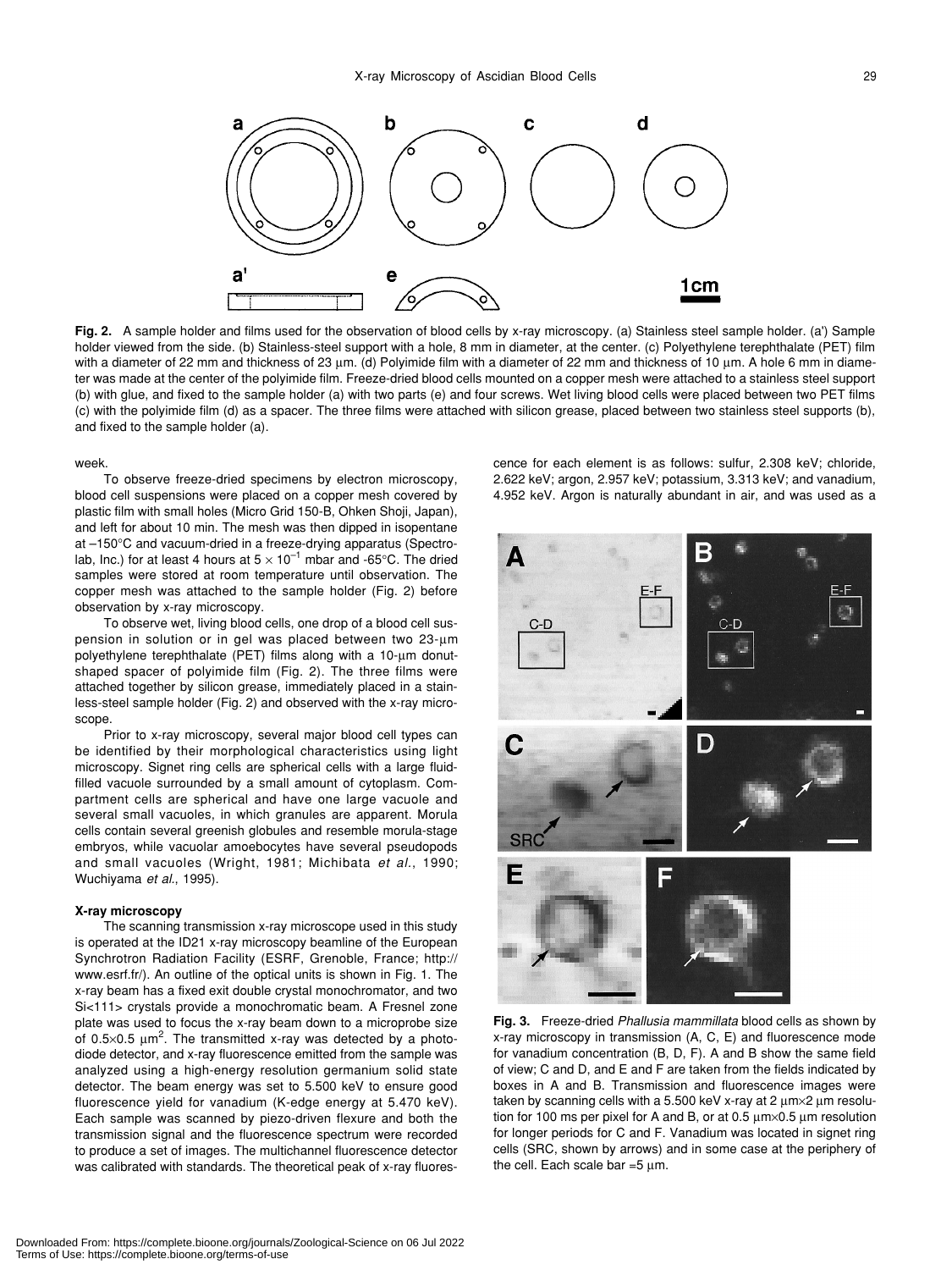**Fig. 2.** A sample holder and films used for the observation of blood cells by x-ray microscopy. (a) Stainless steel sample holder. (a') Sample holder viewed from the side. (b) Stainless-steel support with a hole, 8 mm in diameter, at the center. (c) Polyethylene terephthalate (PET) film with a diameter of 22 mm and thickness of 23 μm. (d) Polyimide film with a diameter of 22 mm and thickness of 10 μm. A hole 6 mm in diameter was made at the center of the polyimide film. Freeze-dried blood cells mounted on a copper mesh were attached to a stainless steel support (b) with glue, and fixed to the sample holder (a) with two parts (e) and four screws. Wet living blood cells were placed between two PET films (c) with the polyimide film (d) as a spacer. The three films were attached with silicon grease, placed between two stainless steel supports (b), and fixed to the sample holder (a).

week.

To observe freeze-dried specimens by electron microscopy, blood cell suspensions were placed on a copper mesh covered by plastic film with small holes (Micro Grid 150-B, Ohken Shoji, Japan), and left for about 10 min. The mesh was then dipped in isopentane at –150°C and vacuum-dried in a freeze-drying apparatus (Spectrolab, Inc.) for at least 4 hours at $5 \times 10^{-1}$ mbar and -65°C. The dried samples were stored at room temperature until observation. The copper mesh was attached to the sample holder (Fig. 2) before observation by x-ray microscopy.

To observe wet, living blood cells, one drop of a blood cell suspension in solution or in gel was placed between two 23-μm polyethylene terephthalate (PET) films along with a 10-μm donut-shaped spacer of polyimide film (Fig. 2). The three films were attached together by silicon grease, immediately placed in a stainless-steel sample holder (Fig. 2) and observed with the x-ray microscope.

Prior to x-ray microscopy, several major blood cell types can be identified by their morphological characteristics using light microscopy. Signet ring cells are spherical cells with a large fluid-filled vacuole surrounded by a small amount of cytoplasm. Compartment cells are spherical and have one large vacuole and several small vacuoles, in which granules are apparent. Morula cells contain several greenish globules and resemble morula-stage embryos, while vacuolar amoebocytes have several pseudopods and small vacuoles (Wright, 1981; Michibata *et al.*, 1990; Wuchiyama *et al.*, 1995).

### X-ray microscopy

The scanning transmission x-ray microscope used in this study is operated at the ID21 x-ray microscopy beamline of the European Synchrotron Radiation Facility (ESRF, Grenoble, France; http://www.esrf.fr/). An outline of the optical units is shown in Fig. 1. The x-ray beam has a fixed exit double crystal monochromator, and two Si<111> crystals provide a monochromatic beam. A Fresnel zone plate was used to focus the x-ray beam down to a microprobe size of $0.5 \times 0.5$ $\mu m^2$. The transmitted x-ray was detected by a photodiode detector, and x-ray fluorescence emitted from the sample was analyzed using a high-energy resolution germanium solid state detector. The beam energy was set to 5.500 keV to ensure good fluorescence yield for vanadium (K-edge energy at 5.470 keV). Each sample was scanned by piezo-driven flexure and both the transmission signal and the fluorescence spectrum were recorded to produce a set of images. The multichannel fluorescence detector was calibrated with standards. The theoretical peak of x-ray fluorescence for each element is as follows: sulfur, 2.308 keV; chloride, 2.622 keV; argon, 2.957 keV; potassium, 3.313 keV; and vanadium, 4.952 keV. Argon is naturally abundant in air, and was used as a

**Fig. 3.** Freeze-dried *Phallusia mammillata* blood cells as shown by x-ray microscopy in transmission (A, C, E) and fluorescence mode for vanadium concentration (B, D, F). A and B show the same field of view; C and D, and E and F are taken from the fields indicated by boxes in A and B. Transmission and fluorescence images were taken by scanning cells with a 5.500 keV x-ray at 2 μm×2 μm resolution for 100 ms per pixel for A and B, or at 0.5 μm×0.5 μm resolution for longer periods for C and F. Vanadium was located in signet ring cells (SRC, shown by arrows) and in some case at the periphery of the cell. Each scale bar =5 μm.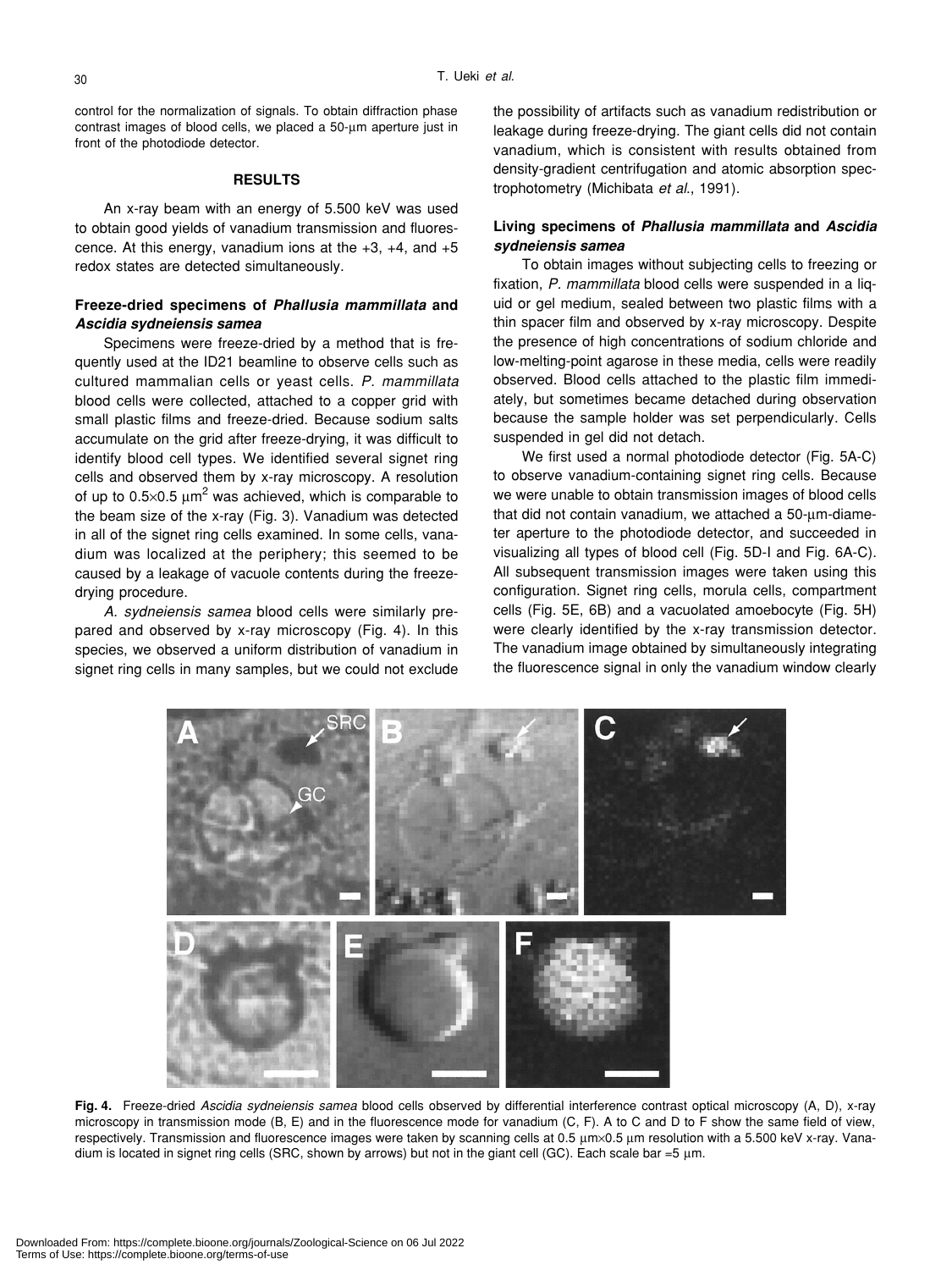control for the normalization of signals. To obtain diffraction phase contrast images of blood cells, we placed a 50-μm aperture just in front of the photodiode detector.

## RESULTS

An x-ray beam with an energy of 5.500 keV was used to obtain good yields of vanadium transmission and fluorescence. At this energy, vanadium ions at the +3, +4, and +5 redox states are detected simultaneously.

### Freeze-dried specimens of *Phallusia mammillata* and *Ascidia sydneiensis samea*

Specimens were freeze-dried by a method that is frequently used at the ID21 beamline to observe cells such as cultured mammalian cells or yeast cells. *P. mammillata* blood cells were collected, attached to a copper grid with small plastic films and freeze-dried. Because sodium salts accumulate on the grid after freeze-drying, it was difficult to identify blood cell types. We identified several signet ring cells and observed them by x-ray microscopy. A resolution of up to $0.5 \times 0.5$ μm$^2$ was achieved, which is comparable to the beam size of the x-ray (Fig. 3). Vanadium was detected in all of the signet ring cells examined. In some cells, vanadium was localized at the periphery; this seemed to be caused by a leakage of vacuole contents during the freeze-drying procedure.

*A. sydneiensis samea* blood cells were similarly prepared and observed by x-ray microscopy (Fig. 4). In this species, we observed a uniform distribution of vanadium in signet ring cells in many samples, but we could not exclude the possibility of artifacts such as vanadium redistribution or leakage during freeze-drying. The giant cells did not contain vanadium, which is consistent with results obtained from density-gradient centrifugation and atomic absorption spectrophotometry (Michibata *et al*., 1991).

### Living specimens of *Phallusia mammillata* and *Ascidia sydneiensis samea*

To obtain images without subjecting cells to freezing or fixation, *P. mammillata* blood cells were suspended in a liquid or gel medium, sealed between two plastic films with a thin spacer film and observed by x-ray microscopy. Despite the presence of high concentrations of sodium chloride and low-melting-point agarose in these media, cells were readily observed. Blood cells attached to the plastic film immediately, but sometimes became detached during observation because the sample holder was set perpendicularly. Cells suspended in gel did not detach.

We first used a normal photodiode detector (Fig. 5A-C) to observe vanadium-containing signet ring cells. Because we were unable to obtain transmission images of blood cells that did not contain vanadium, we attached a 50-μm-diameter aperture to the photodiode detector, and succeeded in visualizing all types of blood cell (Fig. 5D-I and Fig. 6A-C). All subsequent transmission images were taken using this configuration. Signet ring cells, morula cells, compartment cells (Fig. 5E, 6B) and a vacuolated amoebocyte (Fig. 5H) were clearly identified by the x-ray transmission detector. The vanadium image obtained by simultaneously integrating the fluorescence signal in only the vanadium window clearly

**Fig. 4.** Freeze-dried *Ascidia sydneiensis samea* blood cells observed by differential interference contrast optical microscopy (A, D), x-ray microscopy in transmission mode (B, E) and in the fluorescence mode for vanadium (C, F). A to C and D to F show the same field of view, respectively. Transmission and fluorescence images were taken by scanning cells at 0.5 μm×0.5 μm resolution with a 5.500 keV x-ray. Vanadium is located in signet ring cells (SRC, shown by arrows) but not in the giant cell (GC). Each scale bar =5 μm.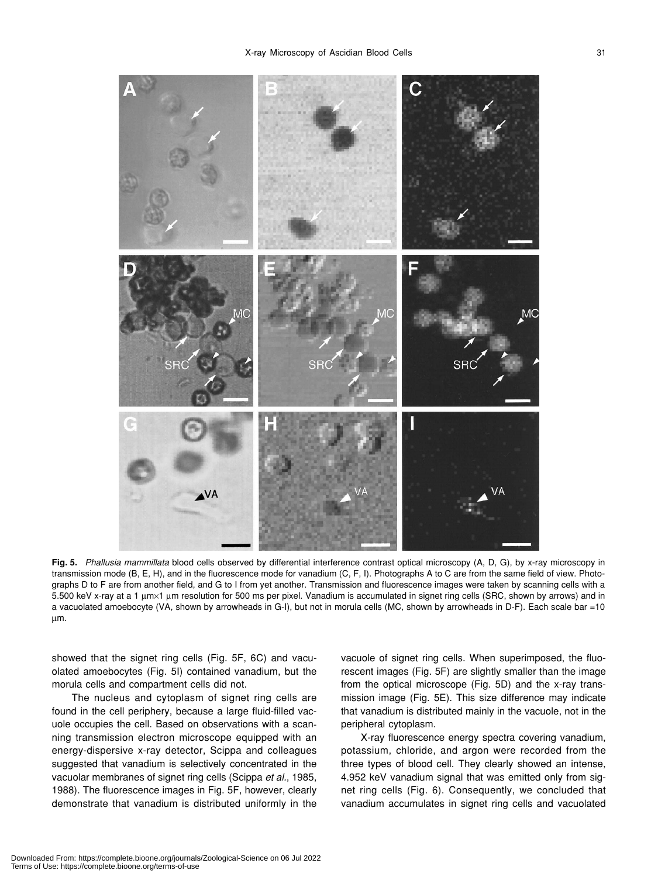**Fig. 5.** *Phallusia mammillata* blood cells observed by differential interference contrast optical microscopy (A, D, G), by x-ray microscopy in transmission mode (B, E, H), and in the fluorescence mode for vanadium (C, F, I). Photographs A to C are from the same field of view. Photographs D to F are from another field, and G to I from yet another. Transmission and fluorescence images were taken by scanning cells with a 5.500 keV x-ray at a 1 μm×1 μm resolution for 500 ms per pixel. Vanadium is accumulated in signet ring cells (SRC, shown by arrows) and in a vacuolated amoebocyte (VA, shown by arrowheads in G-I), but not in morula cells (MC, shown by arrowheads in D-F). Each scale bar =10 μm.

showed that the signet ring cells (Fig. 5F, 6C) and vacuolated amoebocytes (Fig. 5I) contained vanadium, but the morula cells and compartment cells did not.

The nucleus and cytoplasm of signet ring cells are found in the cell periphery, because a large fluid-filled vacuole occupies the cell. Based on observations with a scanning transmission electron microscope equipped with an energy-dispersive x-ray detector, Scippa and colleagues suggested that vanadium is selectively concentrated in the vacuolar membranes of signet ring cells (Scippa *et al.*, 1985, 1988). The fluorescence images in Fig. 5F, however, clearly demonstrate that vanadium is distributed uniformly in the vacuole of signet ring cells. When superimposed, the fluorescent images (Fig. 5F) are slightly smaller than the image from the optical microscope (Fig. 5D) and the x-ray transmission image (Fig. 5E). This size difference may indicate that vanadium is distributed mainly in the vacuole, not in the peripheral cytoplasm.

X-ray fluorescence energy spectra covering vanadium, potassium, chloride, and argon were recorded from the three types of blood cell. They clearly showed an intense, 4.952 keV vanadium signal that was emitted only from signet ring cells (Fig. 6). Consequently, we concluded that vanadium accumulates in signet ring cells and vacuolated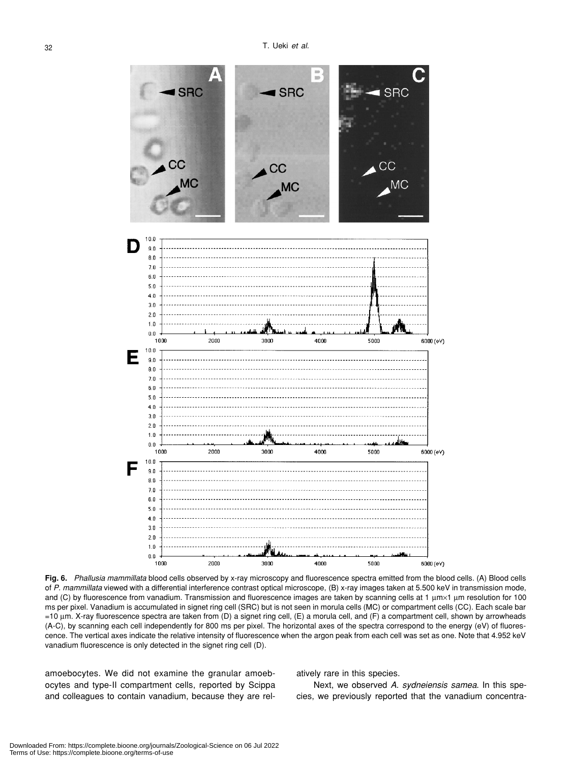**Fig. 6.** *Phallusia mammillata* blood cells observed by x-ray microscopy and fluorescence spectra emitted from the blood cells. (A) Blood cells of *P. mammillata* viewed with a differential interference contrast optical microscope, (B) x-ray images taken at 5.500 keV in transmission mode, and (C) by fluorescence from vanadium. Transmission and fluorescence images are taken by scanning cells at 1 μm×1 μm resolution for 100 ms per pixel. Vanadium is accumulated in signet ring cell (SRC) but is not seen in morula cells (MC) or compartment cells (CC). Each scale bar =10 μm. X-ray fluorescence spectra are taken from (D) a signet ring cell, (E) a morula cell, and (F) a compartment cell, shown by arrowheads (A-C), by scanning each cell independently for 800 ms per pixel. The horizontal axes of the spectra correspond to the energy (eV) of fluorescence. The vertical axes indicate the relative intensity of fluorescence when the argon peak from each cell was set as one. Note that 4.952 keV vanadium fluorescence is only detected in the signet ring cell (D).

amoebocytes. We did not examine the granular amoebocytes and type-II compartment cells, reported by Scippa and colleagues to contain vanadium, because they are relatively rare in this species.

Next, we observed *A. sydneiensis samea*. In this species, we previously reported that the vanadium concentra-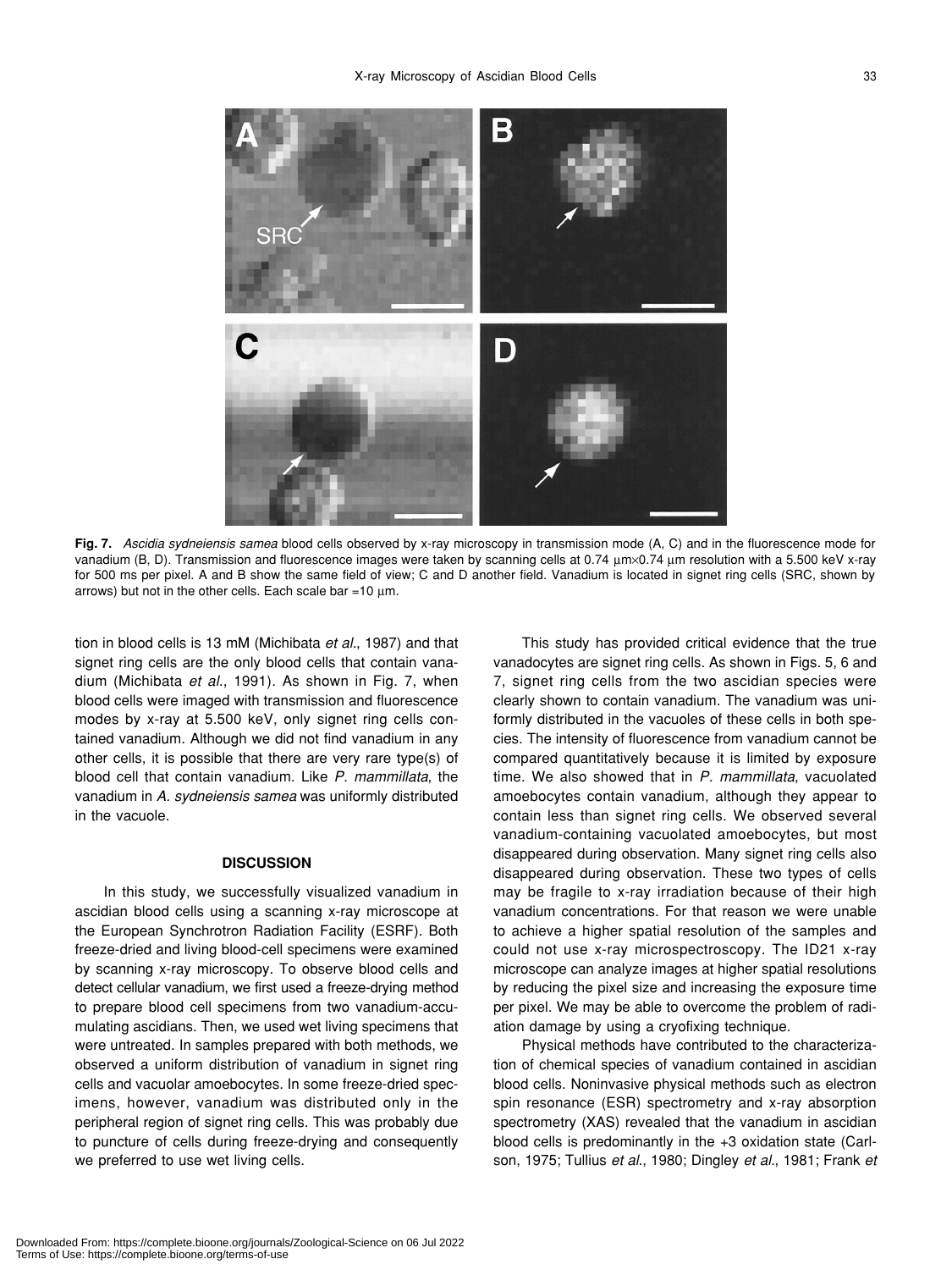A

SRC

B

C

D

**Fig. 7.** *Ascidia sydneiensis samea* blood cells observed by x-ray microscopy in transmission mode (A, C) and in the fluorescence mode for vanadium (B, D). Transmission and fluorescence images were taken by scanning cells at 0.74 μm×0.74 μm resolution with a 5.500 keV x-ray for 500 ms per pixel. A and B show the same field of view; C and D another field. Vanadium is located in signet ring cells (SRC, shown by arrows) but not in the other cells. Each scale bar =10 μm.

tion in blood cells is 13 mM (Michibata *et al*., 1987) and that signet ring cells are the only blood cells that contain vanadium (Michibata *et al*., 1991). As shown in Fig. 7, when blood cells were imaged with transmission and fluorescence modes by x-ray at 5.500 keV, only signet ring cells contained vanadium. Although we did not find vanadium in any other cells, it is possible that there are very rare type(s) of blood cell that contain vanadium. Like *P. mammillata*, the vanadium in *A. sydneiensis samea* was uniformly distributed in the vacuole.

## DISCUSSION

In this study, we successfully visualized vanadium in ascidian blood cells using a scanning x-ray microscope at the European Synchrotron Radiation Facility (ESRF). Both freeze-dried and living blood-cell specimens were examined by scanning x-ray microscopy. To observe blood cells and detect cellular vanadium, we first used a freeze-drying method to prepare blood cell specimens from two vanadium-accumulating ascidians. Then, we used wet living specimens that were untreated. In samples prepared with both methods, we observed a uniform distribution of vanadium in signet ring cells and vacuolar amoebocytes. In some freeze-dried specimens, however, vanadium was distributed only in the peripheral region of signet ring cells. This was probably due to puncture of cells during freeze-drying and consequently we preferred to use wet living cells.

This study has provided critical evidence that the true vanadocytes are signet ring cells. As shown in Figs. 5, 6 and 7, signet ring cells from the two ascidian species were clearly shown to contain vanadium. The vanadium was uniformly distributed in the vacuoles of these cells in both species. The intensity of fluorescence from vanadium cannot be compared quantitatively because it is limited by exposure time. We also showed that in *P. mammillata*, vacuolated amoebocytes contain vanadium, although they appear to contain less than signet ring cells. We observed several vanadium-containing vacuolated amoebocytes, but most disappeared during observation. Many signet ring cells also disappeared during observation. These two types of cells may be fragile to x-ray irradiation because of their high vanadium concentrations. For that reason we were unable to achieve a higher spatial resolution of the samples and could not use x-ray microspectroscopy. The ID21 x-ray microscope can analyze images at higher spatial resolutions by reducing the pixel size and increasing the exposure time per pixel. We may be able to overcome the problem of radiation damage by using a cryofixing technique.

Physical methods have contributed to the characterization of chemical species of vanadium contained in ascidian blood cells. Noninvasive physical methods such as electron spin resonance (ESR) spectrometry and x-ray absorption spectrometry (XAS) revealed that the vanadium in ascidian blood cells is predominantly in the +3 oxidation state (Carlson, 1975; Tullius *et al*., 1980; Dingley *et al*., 1981; Frank *et*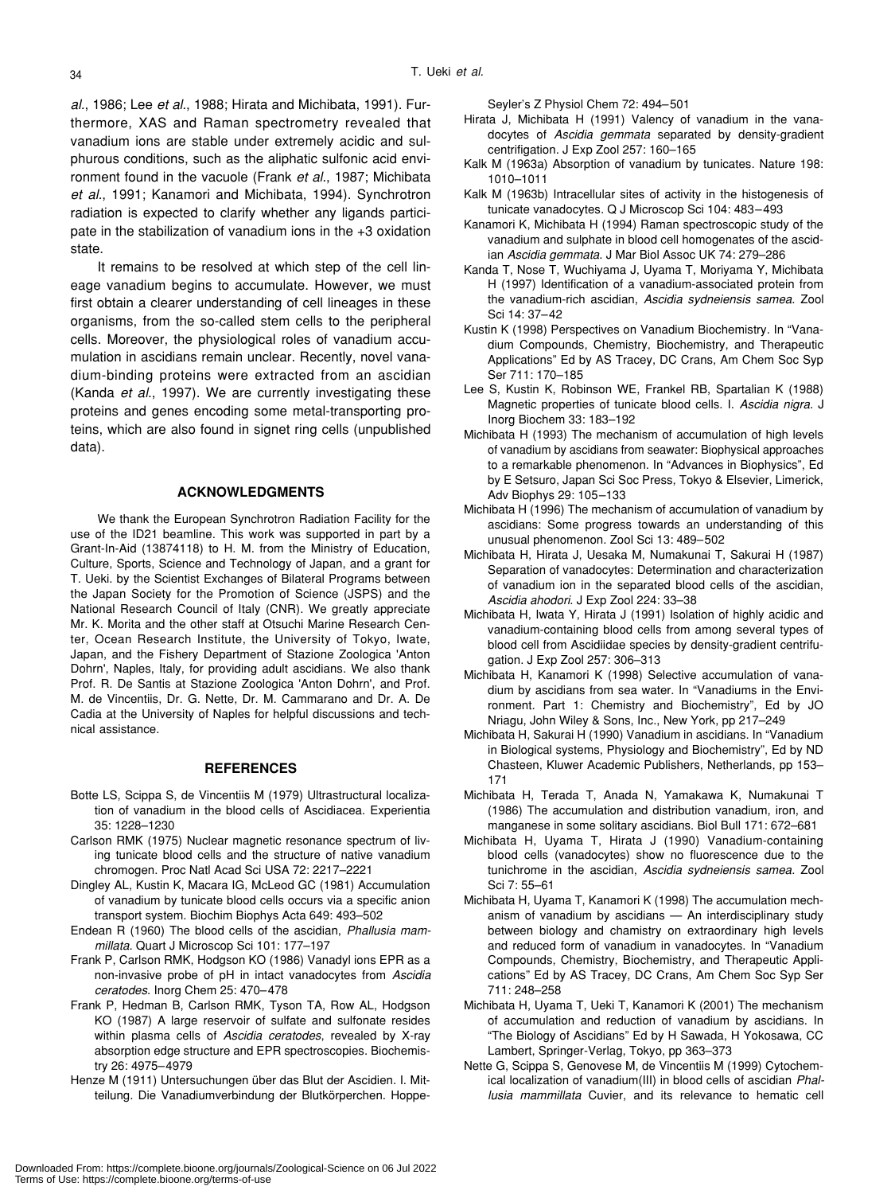*al.*, 1986; Lee *et al.*, 1988; Hirata and Michibata, 1991). Furthermore, XAS and Raman spectrometry revealed that vanadium ions are stable under extremely acidic and sulphurous conditions, such as the aliphatic sulfonic acid environment found in the vacuole (Frank *et al.*, 1987; Michibata *et al.*, 1991; Kanamori and Michibata, 1994). Synchrotron radiation is expected to clarify whether any ligands participate in the stabilization of vanadium ions in the +3 oxidation state.

It remains to be resolved at which step of the cell lineage vanadium begins to accumulate. However, we must first obtain a clearer understanding of cell lineages in these organisms, from the so-called stem cells to the peripheral cells. Moreover, the physiological roles of vanadium accumulation in ascidians remain unclear. Recently, novel vanadium-binding proteins were extracted from an ascidian (Kanda *et al.*, 1997). We are currently investigating these proteins and genes encoding some metal-transporting proteins, which are also found in signet ring cells (unpublished data).

## ACKNOWLEDGMENTS

We thank the European Synchrotron Radiation Facility for the use of the ID21 beamline. This work was supported in part by a Grant-In-Aid (13874118) to H. M. from the Ministry of Education, Culture, Sports, Science and Technology of Japan, and a grant for T. Ueki. by the Scientist Exchanges of Bilateral Programs between the Japan Society for the Promotion of Science (JSPS) and the National Research Council of Italy (CNR). We greatly appreciate Mr. K. Morita and the other staff at Otsuchi Marine Research Center, Ocean Research Institute, the University of Tokyo, Iwate, Japan, and the Fishery Department of Stazione Zoologica 'Anton Dohrn', Naples, Italy, for providing adult ascidians. We also thank Prof. R. De Santis at Stazione Zoologica 'Anton Dohrn', and Prof. M. de Vincentiis, Dr. G. Nette, Dr. M. Cammarano and Dr. A. De Cadia at the University of Naples for helpful discussions and technical assistance.

## REFERENCES

Botte LS, Scippa S, de Vincentiis M (1979) Ultrastructural localization of vanadium in the blood cells of Ascidiacea. Experientia 35: 1228–1230

Carlson RMK (1975) Nuclear magnetic resonance spectrum of living tunicate blood cells and the structure of native vanadium chromogen. Proc Natl Acad Sci USA 72: 2217–2221

Dingley AL, Kustin K, Macara IG, McLeod GC (1981) Accumulation of vanadium by tunicate blood cells occurs via a specific anion transport system. Biochim Biophys Acta 649: 493–502

Endean R (1960) The blood cells of the ascidian, *Phallusia mammillata*. Quart J Microscop Sci 101: 177–197

Frank P, Carlson RMK, Hodgson KO (1986) Vanadyl ions EPR as a non-invasive probe of pH in intact vanadocytes from *Ascidia ceratodes*. Inorg Chem 25: 470–478

Frank P, Hedman B, Carlson RMK, Tyson TA, Row AL, Hodgson KO (1987) A large reservoir of sulfate and sulfonate resides within plasma cells of *Ascidia ceratodes*, revealed by X-ray absorption edge structure and EPR spectroscopies. Biochemistry 26: 4975–4979

Henze M (1911) Untersuchungen über das Blut der Ascidien. I. Mitteilung. Die Vanadiumverbindung der Blutkörperchen. Hoppe-Seyler's Z Physiol Chem 72: 494–501

Hirata J, Michibata H (1991) Valency of vanadium in the vanadocytes of *Ascidia gemmata* separated by density-gradient centrifigation. J Exp Zool 257: 160–165

Kalk M (1963a) Absorption of vanadium by tunicates. Nature 198: 1010–1011

Kalk M (1963b) Intracellular sites of activity in the histogenesis of tunicate vanadocytes. Q J Microscop Sci 104: 483–493

Kanamori K, Michibata H (1994) Raman spectroscopic study of the vanadium and sulphate in blood cell homogenates of the ascidian *Ascidia gemmata*. J Mar Biol Assoc UK 74: 279–286

Kanda T, Nose T, Wuchiyama J, Uyama T, Moriyama Y, Michibata H (1997) Identification of a vanadium-associated protein from the vanadium-rich ascidian, *Ascidia sydneiensis samea*. Zool Sci 14: 37–42

Kustin K (1998) Perspectives on Vanadium Biochemistry. In "Vanadium Compounds, Chemistry, Biochemistry, and Therapeutic Applications" Ed by AS Tracey, DC Crans, Am Chem Soc Syp Ser 711: 170–185

Lee S, Kustin K, Robinson WE, Frankel RB, Spartalian K (1988) Magnetic properties of tunicate blood cells. I. *Ascidia nigra*. J Inorg Biochem 33: 183–192

Michibata H (1993) The mechanism of accumulation of high levels of vanadium by ascidians from seawater: Biophysical approaches to a remarkable phenomenon. In "Advances in Biophysics", Ed by E Setsuro, Japan Sci Soc Press, Tokyo & Elsevier, Limerick, Adv Biophys 29: 105–133

Michibata H (1996) The mechanism of accumulation of vanadium by ascidians: Some progress towards an understanding of this unusual phenomenon. Zool Sci 13: 489–502

Michibata H, Hirata J, Uesaka M, Numakunai T, Sakurai H (1987) Separation of vanadocytes: Determination and characterization of vanadium ion in the separated blood cells of the ascidian, *Ascidia ahodori*. J Exp Zool 224: 33–38

Michibata H, Iwata Y, Hirata J (1991) Isolation of highly acidic and vanadium-containing blood cells from among several types of blood cell from Ascidiidae species by density-gradient centrifugation. J Exp Zool 257: 306–313

Michibata H, Kanamori K (1998) Selective accumulation of vanadium by ascidians from sea water. In "Vanadiums in the Environment. Part 1: Chemistry and Biochemistry", Ed by JO Nriagu, John Wiley & Sons, Inc., New York, pp 217–249

Michibata H, Sakurai H (1990) Vanadium in ascidians. In "Vanadium in Biological systems, Physiology and Biochemistry", Ed by ND Chasteen, Kluwer Academic Publishers, Netherlands, pp 153–171

Michibata H, Terada T, Anada N, Yamakawa K, Numakunai T (1986) The accumulation and distribution vanadium, iron, and manganese in some solitary ascidians. Biol Bull 171: 672–681

Michibata H, Uyama T, Hirata J (1990) Vanadium-containing blood cells (vanadocytes) show no fluorescence due to the tunichrome in the ascidian, *Ascidia sydneiensis samea*. Zool Sci 7: 55–61

Michibata H, Uyama T, Kanamori K (1998) The accumulation mechanism of vanadium by ascidians — An interdisciplinary study between biology and chamistry on extraordinary high levels and reduced form of vanadium in vanadocytes. In "Vanadium Compounds, Chemistry, Biochemistry, and Therapeutic Applications" Ed by AS Tracey, DC Crans, Am Chem Soc Syp Ser 711: 248–258

Michibata H, Uyama T, Ueki T, Kanamori K (2001) The mechanism of accumulation and reduction of vanadium by ascidians. In "The Biology of Ascidians" Ed by H Sawada, H Yokosawa, CC Lambert, Springer-Verlag, Tokyo, pp 363–373

Nette G, Scippa S, Genovese M, de Vincentiis M (1999) Cytochemical localization of vanadium(III) in blood cells of ascidian *Phallusia mammillata* Cuvier, and its relevance to hematic cell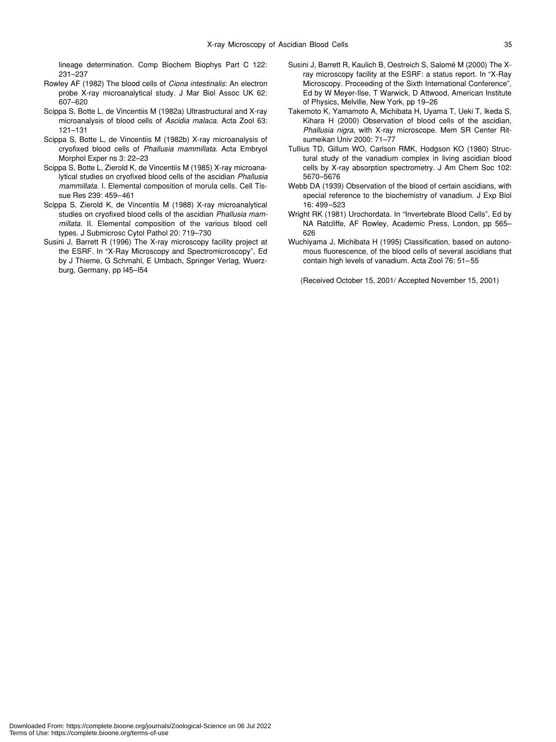lineage determination. Comp Biochem Biophys Part C 122: 231–237

Rowley AF (1982) The blood cells of *Ciona intestinalis*: An electron probe X-ray microanalytical study. J Mar Biol Assoc UK 62: 607–620

Scippa S, Botte L, de Vincentiis M (1982a) Ultrastructural and X-ray microanalysis of blood cells of *Ascidia malaca*. Acta Zool 63: 121–131

Scippa S, Botte L, de Vincentiis M (1982b) X-ray microanalysis of cryofixed blood cells of *Phallusia mammillata*. Acta Embryol Morphol Exper ns 3: 22–23

Scippa S, Botte L, Zierold K, de Vincentiis M (1985) X-ray microanalytical studies on cryofixed blood cells of the ascidian *Phallusia mammillata*. I. Elemental composition of morula cells. Cell Tissue Res 239: 459–461

Scippa S, Zierold K, de Vincentiis M (1988) X-ray microanalytical studies on cryofixed blood cells of the ascidian *Phallusia mammillata*. II. Elemental composition of the various blood cell types. J Submicrosc Cytol Pathol 20: 719–730

Susini J, Barrett R (1996) The X-ray microscopy facility project at the ESRF. In "X-Ray Microscopy and Spectromicroscopy", Ed by J Thieme, G Schmahl, E Umbach, Springer Verlag, Wuerzburg, Germany, pp I45–I54

Susini J, Barrett R, Kaulich B, Oestreich S, Salomé M (2000) The X-ray microscopy facility at the ESRF: a status report. In "X-Ray Microscopy. Proceeding of the Sixth International Conference", Ed by W Meyer-Ilse, T Warwick, D Attwood, American Institute of Physics, Melville, New York, pp 19–26

Takemoto K, Yamamoto A, Michibata H, Uyama T, Ueki T, Ikeda S, Kihara H (2000) Observation of blood cells of the ascidian, *Phallusia nigra*, with X-ray microscope. Mem SR Center Ritsumeikan Univ 2000: 71–77

Tullius TD, Gillum WO, Carlson RMK, Hodgson KO (1980) Structural study of the vanadium complex in living ascidian blood cells by X-ray absorption spectrometry. J Am Chem Soc 102: 5670–5676

Webb DA (1939) Observation of the blood of certain ascidians, with special reference to the biochemistry of vanadium. J Exp Biol 16: 499–523

Wright RK (1981) Urochordata. In "Invertebrate Blood Cells", Ed by NA Ratcliffe, AF Rowley, Academic Press, London, pp 565–626

Wuchiyama J, Michibata H (1995) Classification, based on autonomous fluorescence, of the blood cells of several ascidians that contain high levels of vanadium. Acta Zool 76: 51–55

(Received October 15, 2001/ Accepted November 15, 2001)